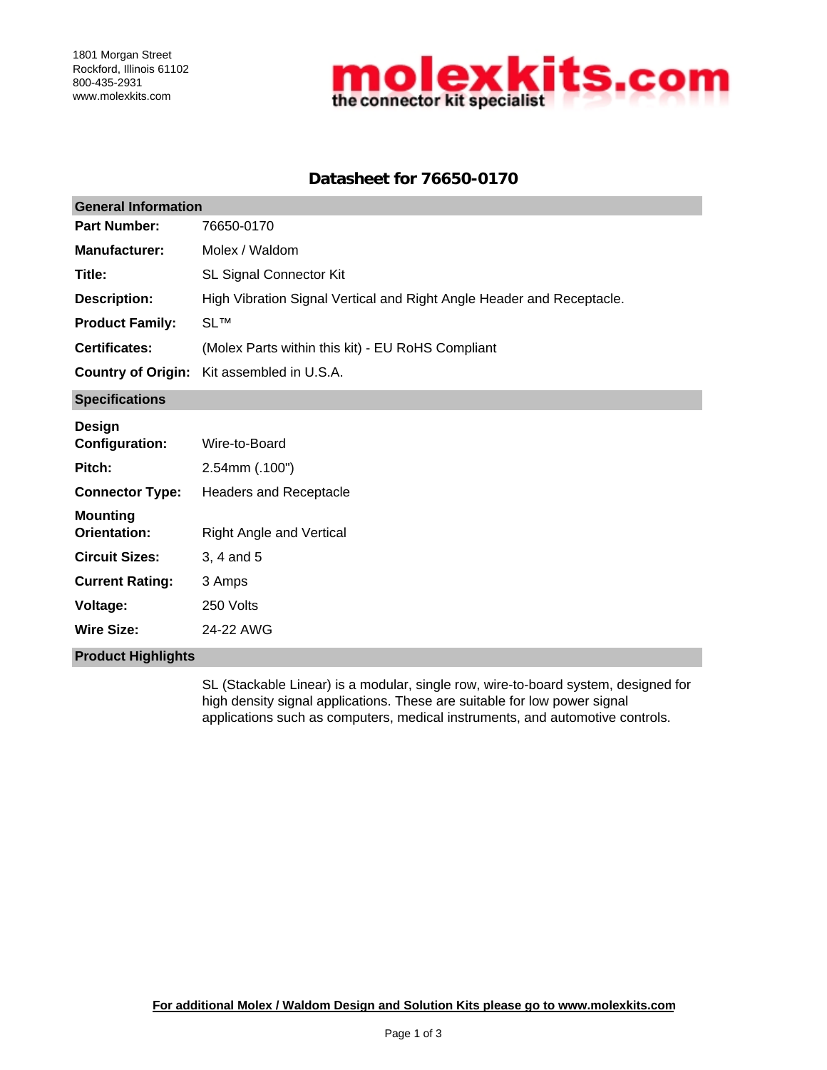1801 Morgan Street
Rockford, Illinois 61102
800-435-2931
www.molexkits.com

molexkits.com
the connector kit specialist

# Datasheet for 76650-0170

## General Information

| | |
|---|---|
| **Part Number:** | 76650-0170 |
| **Manufacturer:** | Molex / Waldom |
| **Title:** | SL Signal Connector Kit |
| **Description:** | High Vibration Signal Vertical and Right Angle Header and Receptacle. |
| **Product Family:** | SL™ |
| **Certificates:** | (Molex Parts within this kit) - EU RoHS Compliant |
| **Country of Origin:** | Kit assembled in U.S.A. |

## Specifications

| | |
|---|---|
| **Design Configuration:** | Wire-to-Board |
| **Pitch:** | 2.54mm (.100") |
| **Connector Type:** | Headers and Receptacle |
| **Mounting Orientation:** | Right Angle and Vertical |
| **Circuit Sizes:** | 3, 4 and 5 |
| **Current Rating:** | 3 Amps |
| **Voltage:** | 250 Volts |
| **Wire Size:** | 24-22 AWG |

## Product Highlights

SL (Stackable Linear) is a modular, single row, wire-to-board system, designed for high density signal applications. These are suitable for low power signal applications such as computers, medical instruments, and automotive controls.

**For additional Molex / Waldom Design and Solution Kits please go to www.molexkits.com**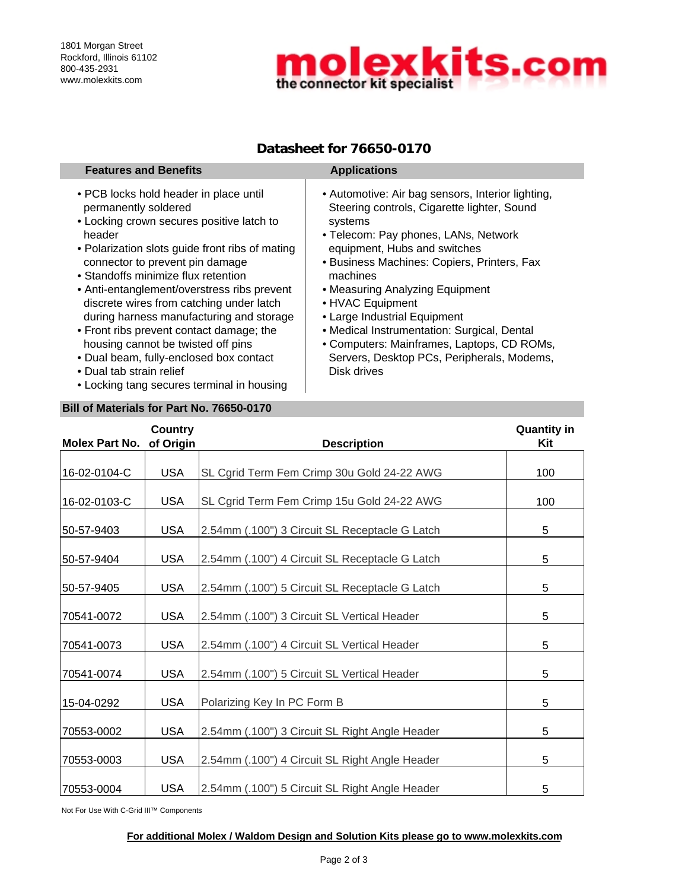1801 Morgan Street
Rockford, Illinois 61102
800-435-2931
www.molexkits.com

**molexkits.com**
**the connector kit specialist**

# Datasheet for 76650-0170

| Features and Benefits | Applications |
|---|---|
| • PCB locks hold header in place until permanently soldered<br>• Locking crown secures positive latch to header<br>• Polarization slots guide front ribs of mating connector to prevent pin damage<br>• Standoffs minimize flux retention<br>• Anti-entanglement/overstress ribs prevent discrete wires from catching under latch during harness manufacturing and storage<br>• Front ribs prevent contact damage; the housing cannot be twisted off pins<br>• Dual beam, fully-enclosed box contact<br>• Dual tab strain relief<br>• Locking tang secures terminal in housing | • Automotive: Air bag sensors, Interior lighting, Steering controls, Cigarette lighter, Sound systems<br>• Telecom: Pay phones, LANs, Network equipment, Hubs and switches<br>• Business Machines: Copiers, Printers, Fax machines<br>• Measuring Analyzing Equipment<br>• HVAC Equipment<br>• Large Industrial Equipment<br>• Medical Instrumentation: Surgical, Dental<br>• Computers: Mainframes, Laptops, CD ROMs, Servers, Desktop PCs, Peripherals, Modems, Disk drives |

## Bill of Materials for Part No. 76650-0170

| Molex Part No. | Country of Origin | Description | Quantity in Kit |
|---|---|---|---|
| 16-02-0104-C | USA | SL Cgrid Term Fem Crimp 30u Gold 24-22 AWG | 100 |
| 16-02-0103-C | USA | SL Cgrid Term Fem Crimp 15u Gold 24-22 AWG | 100 |
| 50-57-9403 | USA | 2.54mm (.100") 3 Circuit SL Receptacle G Latch | 5 |
| 50-57-9404 | USA | 2.54mm (.100") 4 Circuit SL Receptacle G Latch | 5 |
| 50-57-9405 | USA | 2.54mm (.100") 5 Circuit SL Receptacle G Latch | 5 |
| 70541-0072 | USA | 2.54mm (.100") 3 Circuit SL Vertical Header | 5 |
| 70541-0073 | USA | 2.54mm (.100") 4 Circuit SL Vertical Header | 5 |
| 70541-0074 | USA | 2.54mm (.100") 5 Circuit SL Vertical Header | 5 |
| 15-04-0292 | USA | Polarizing Key In PC Form B | 5 |
| 70553-0002 | USA | 2.54mm (.100") 3 Circuit SL Right Angle Header | 5 |
| 70553-0003 | USA | 2.54mm (.100") 4 Circuit SL Right Angle Header | 5 |
| 70553-0004 | USA | 2.54mm (.100") 5 Circuit SL Right Angle Header | 5 |

Not For Use With C-Grid III™ Components

**For additional Molex / Waldom Design and Solution Kits please go to www.molexkits.com**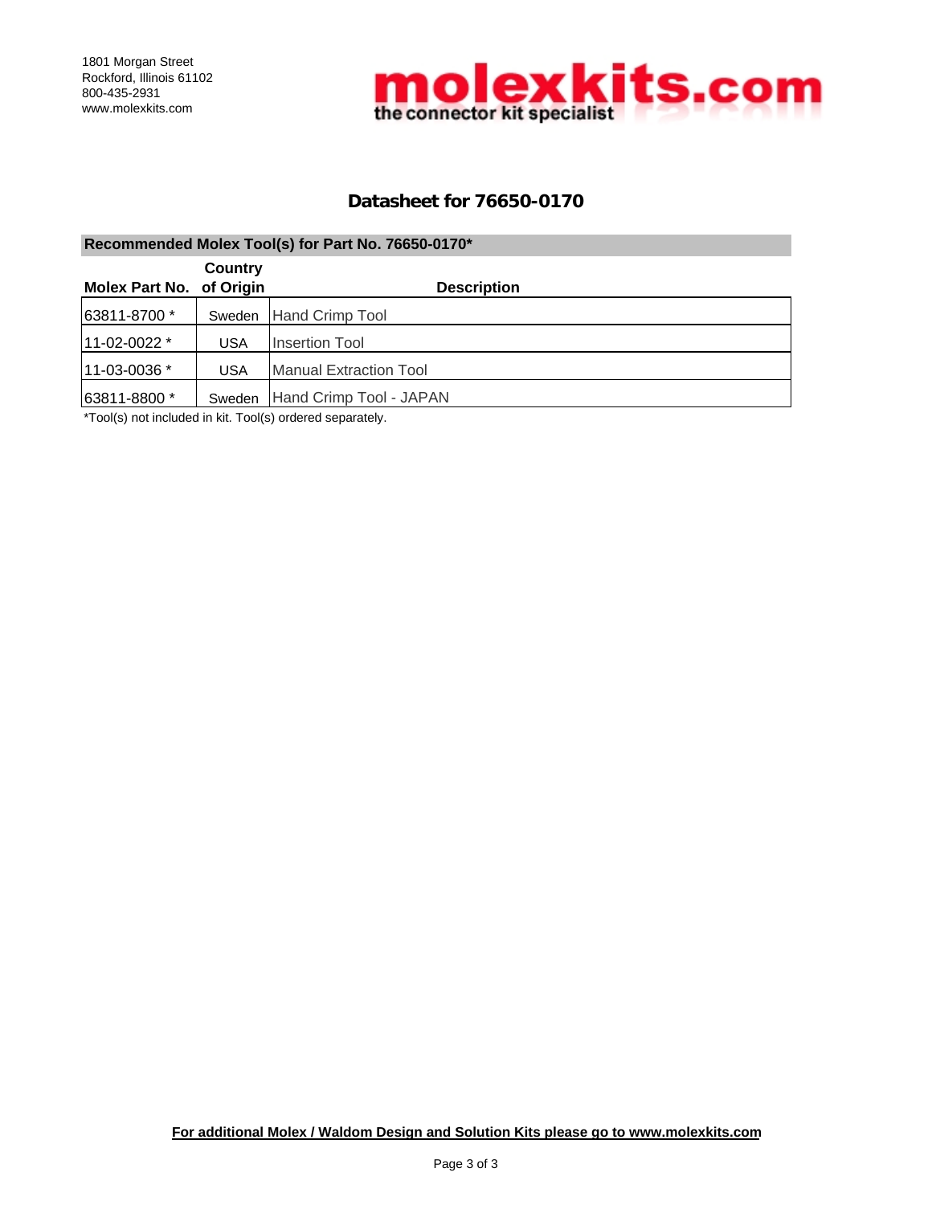1801 Morgan Street
Rockford, Illinois 61102
800-435-2931
www.molexkits.com

**molexkits.com**
the connector kit specialist

# Datasheet for 76650-0170

**Recommended Molex Tool(s) for Part No. 76650-0170***

| Molex Part No. | Country of Origin | Description |
|---|---|---|
| 63811-8700 * | Sweden | Hand Crimp Tool |
| 11-02-0022 * | USA | Insertion Tool |
| 11-03-0036 * | USA | Manual Extraction Tool |
| 63811-8800 * | Sweden | Hand Crimp Tool - JAPAN |

*Tool(s) not included in kit. Tool(s) ordered separately.

**For additional Molex / Waldom Design and Solution Kits please go to www.molexkits.com**